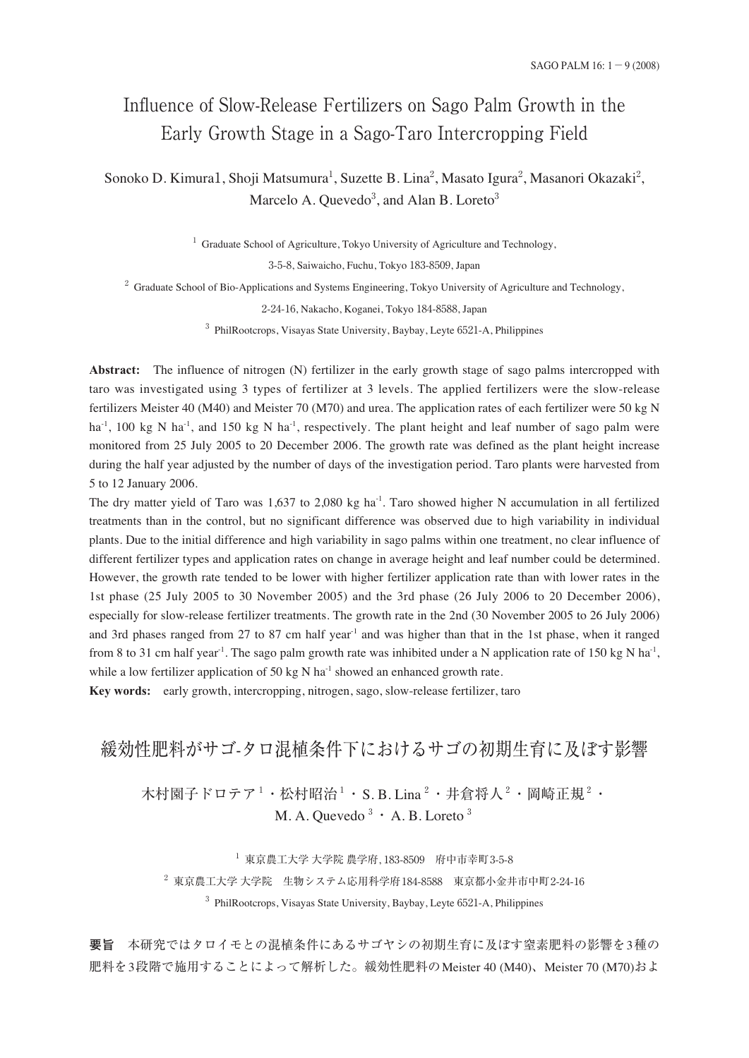# Influence of Slow-Release Fertilizers on Sago Palm Growth in the Early Growth Stage in a Sago-Taro Intercropping Field

Sonoko D. Kimura1, Shoji Matsumura[1], Suzette B. Lina[2], Masato Igura[2], Masanori Okazaki[2], Marcelo A. Quevedo[3], and Alan B. Loreto[3]

[1] Graduate School of Agriculture, Tokyo University of Agriculture and Technology, 3-5-8, Saiwaicho, Fuchu, Tokyo 183-8509, Japan

[2] Graduate School of Bio-Applications and Systems Engineering, Tokyo University of Agriculture and Technology, 2-24-16, Nakacho, Koganei, Tokyo 184-8588, Japan

[3] PhilRootcrops, Visayas State University, Baybay, Leyte 6521-A, Philippines

**Abstract:** The influence of nitrogen (N) fertilizer in the early growth stage of sago palms intercropped with taro was investigated using 3 types of fertilizer at 3 levels. The applied fertilizers were the slow-release fertilizers Meister 40 (M40) and Meister 70 (M70) and urea. The application rates of each fertilizer were 50 kg N ha$^{-1}$, 100 kg N ha$^{-1}$, and 150 kg N ha$^{-1}$, respectively. The plant height and leaf number of sago palm were monitored from 25 July 2005 to 20 December 2006. The growth rate was defined as the plant height increase during the half year adjusted by the number of days of the investigation period. Taro plants were harvested from 5 to 12 January 2006.

The dry matter yield of Taro was 1,637 to 2,080 kg ha$^{-1}$. Taro showed higher N accumulation in all fertilized treatments than in the control, but no significant difference was observed due to high variability in individual plants. Due to the initial difference and high variability in sago palms within one treatment, no clear influence of different fertilizer types and application rates on change in average height and leaf number could be determined. However, the growth rate tended to be lower with higher fertilizer application rate than with lower rates in the 1st phase (25 July 2005 to 30 November 2005) and the 3rd phase (26 July 2006 to 20 December 2006), especially for slow-release fertilizer treatments. The growth rate in the 2nd (30 November 2005 to 26 July 2006) and 3rd phases ranged from 27 to 87 cm half year$^{-1}$ and was higher than that in the 1st phase, when it ranged from 8 to 31 cm half year$^{-1}$. The sago palm growth rate was inhibited under a N application rate of 150 kg N ha$^{-1}$, while a low fertilizer application of 50 kg N ha$^{-1}$ showed an enhanced growth rate.

**Key words:** early growth, intercropping, nitrogen, sago, slow-release fertilizer, taro

# 緩効性肥料がサゴ-タロ混植条件下におけるサゴの初期生育に及ぼす影響

木村園子ドロテア[1]・松村昭治[1]・S. B. Lina[2]・井倉将人[2]・岡崎正規[2]・M. A. Quevedo[3]・A. B. Loreto[3]

[1] 東京農工大学 大学院 農学府, 183-8509　府中市幸町3-5-8

[2] 東京農工大学 大学院　生物システム応用科学府184-8588　東京都小金井市中町2-24-16

[3] PhilRootcrops, Visayas State University, Baybay, Leyte 6521-A, Philippines

**要旨**　本研究ではタロイモとの混植条件にあるサゴヤシの初期生育に及ぼす窒素肥料の影響を3種の肥料を3段階で施用することによって解析した。緩効性肥料のMeister 40 (M40)、Meister 70 (M70)およ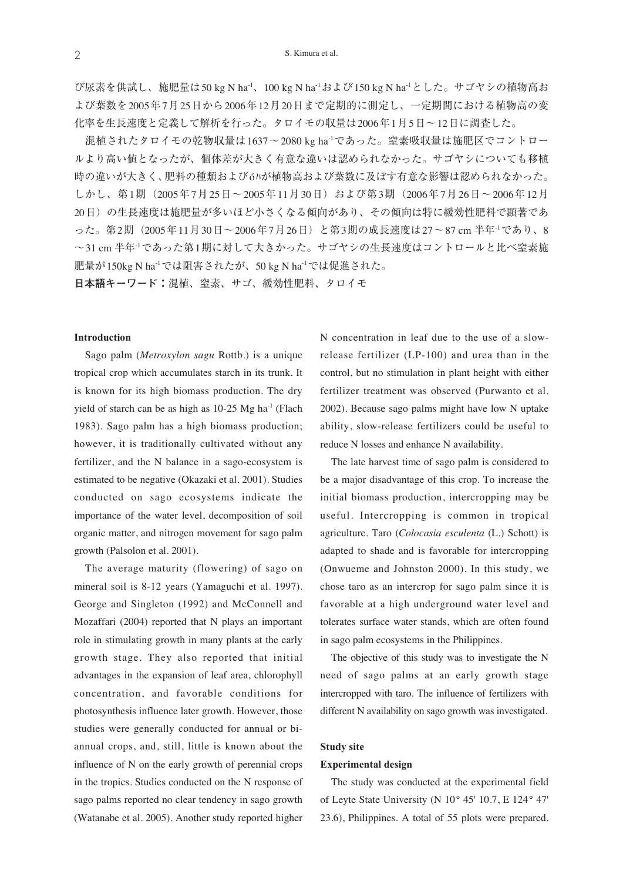び尿素を供試し、施肥量は50 kg N ha$^{-1}$、100 kg N ha$^{-1}$および150 kg N ha$^{-1}$とした。サゴヤシの植物高および葉数を2005年7月25日から2006年12月20日まで定期的に測定し、一定期間における植物高の変化率を生長速度と定義して解析を行った。タロイモの収量は2006年1月5日～12日に調査した。

混植されたタロイモの乾物収量は1637～2080 kg ha$^{-1}$であった。窒素吸収量は施肥区でコントロールより高い値となったが、個体差が大きく有意な違いは認められなかった。サゴヤシについても移植時の違いが大きく、肥料の種類および6ハが植物高および葉数に及ぼす有意な影響は認められなかった。しかし、第1期（2005年7月25日～2005年11月30日）および第3期（2006年7月26日～2006年12月20日）の生長速度は施肥量が多いほど小さくなる傾向があり、その傾向は特に緩効性肥料で顕著であった。第2期（2005年11月30日～2006年7月26日）と第3期の成長速度は27～87 cm 半年$^{-1}$であり、8～31 cm 半年$^{-1}$であった第1期に対して大きかった。サゴヤシの生長速度はコントロールと比べ窒素施肥量が150kg N ha$^{-1}$では阻害されたが、50 kg N ha$^{-1}$では促進された。

**日本語キーワード：**混植、窒素、サゴ、緩効性肥料、タロイモ

## Introduction

Sago palm (*Metroxylon sagu* Rottb.) is a unique tropical crop which accumulates starch in its trunk. It is known for its high biomass production. The dry yield of starch can be as high as 10-25 Mg ha$^{-1}$ (Flach 1983). Sago palm has a high biomass production; however, it is traditionally cultivated without any fertilizer, and the N balance in a sago-ecosystem is estimated to be negative (Okazaki et al. 2001). Studies conducted on sago ecosystems indicate the importance of the water level, decomposition of soil organic matter, and nitrogen movement for sago palm growth (Palsolon et al. 2001).

The average maturity (flowering) of sago on mineral soil is 8-12 years (Yamaguchi et al. 1997). George and Singleton (1992) and McConnell and Mozaffari (2004) reported that N plays an important role in stimulating growth in many plants at the early growth stage. They also reported that initial advantages in the expansion of leaf area, chlorophyll concentration, and favorable conditions for photosynthesis influence later growth. However, those studies were generally conducted for annual or bi-annual crops, and, still, little is known about the influence of N on the early growth of perennial crops in the tropics. Studies conducted on the N response of sago palms reported no clear tendency in sago growth (Watanabe et al. 2005). Another study reported higher N concentration in leaf due to the use of a slow-release fertilizer (LP-100) and urea than in the control, but no stimulation in plant height with either fertilizer treatment was observed (Purwanto et al. 2002). Because sago palms might have low N uptake ability, slow-release fertilizers could be useful to reduce N losses and enhance N availability.

The late harvest time of sago palm is considered to be a major disadvantage of this crop. To increase the initial biomass production, intercropping may be useful. Intercropping is common in tropical agriculture. Taro (*Colocasia esculenta* (L.) Schott) is adapted to shade and is favorable for intercropping (Onwueme and Johnston 2000). In this study, we chose taro as an intercrop for sago palm since it is favorable at a high underground water level and tolerates surface water stands, which are often found in sago palm ecosystems in the Philippines.

The objective of this study was to investigate the N need of sago palms at an early growth stage intercropped with taro. The influence of fertilizers with different N availability on sago growth was investigated.

## Study site

### Experimental design

The study was conducted at the experimental field of Leyte State University (N 10° 45' 10.7, E 124° 47' 23.6), Philippines. A total of 55 plots were prepared.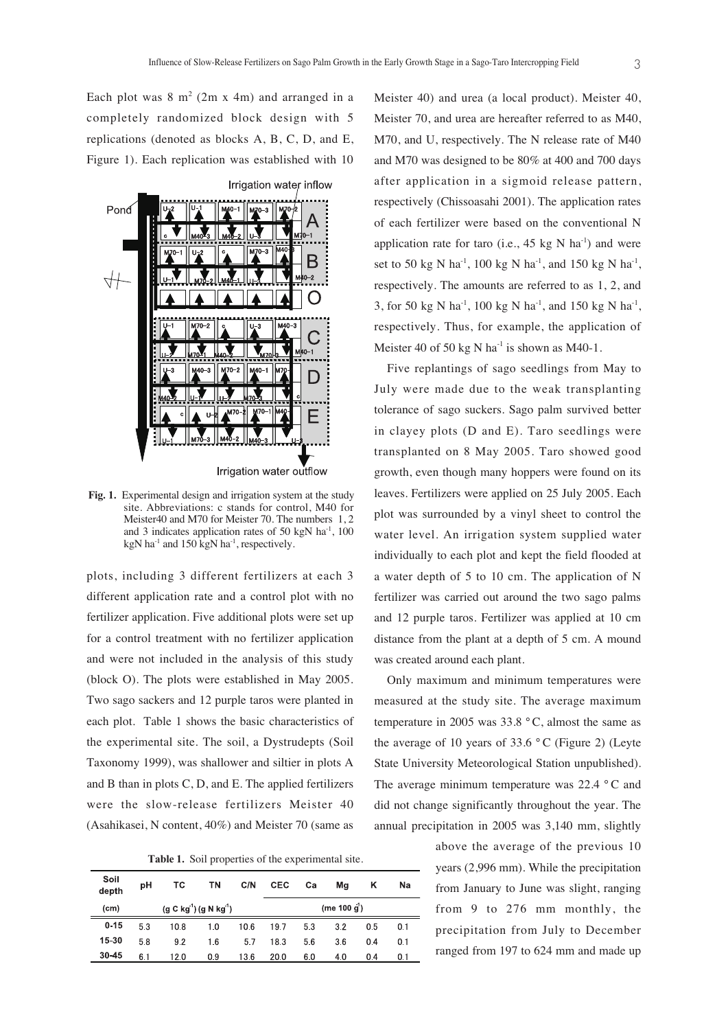Each plot was 8 $m^2$ (2m x 4m) and arranged in a completely randomized block design with 5 replications (denoted as blocks A, B, C, D, and E, Figure 1). Each replication was established with 10 plots, including 3 different fertilizers at each 3 different application rate and a control plot with no fertilizer application. Five additional plots were set up for a control treatment with no fertilizer application and were not included in the analysis of this study (block O). The plots were established in May 2005. Two sago sackers and 12 purple taros were planted in each plot. Table 1 shows the basic characteristics of the experimental site. The soil, a Dystrudepts (Soil Taxonomy 1999), was shallower and siltier in plots A and B than in plots C, D, and E. The applied fertilizers were the slow-release fertilizers Meister 40 (Asahikasei, N content, 40%) and Meister 70 (same as Meister 40) and urea (a local product). Meister 40, Meister 70, and urea are hereafter referred to as M40, M70, and U, respectively. The N release rate of M40 and M70 was designed to be 80% at 400 and 700 days after application in a sigmoid release pattern, respectively (Chissoasahi 2001). The application rates of each fertilizer were based on the conventional N application rate for taro (i.e., 45 kg N $ha^{-1}$) and were set to 50 kg N $ha^{-1}$, 100 kg N $ha^{-1}$, and 150 kg N $ha^{-1}$, respectively. The amounts are referred to as 1, 2, and 3, for 50 kg N $ha^{-1}$, 100 kg N $ha^{-1}$, and 150 kg N $ha^{-1}$, respectively. Thus, for example, the application of Meister 40 of 50 kg N $ha^{-1}$ is shown as M40-1.

**Fig. 1.** Experimental design and irrigation system at the study site. Abbreviations: c stands for control, M40 for Meister40 and M70 for Meister 70. The numbers 1, 2 and 3 indicates application rates of 50 kgN $ha^{-1}$, 100 kgN $ha^{-1}$ and 150 kgN $ha^{-1}$, respectively.

Five replantings of sago seedlings from May to July were made due to the weak transplanting tolerance of sago suckers. Sago palm survived better in clayey plots (D and E). Taro seedlings were transplanted on 8 May 2005. Taro showed good growth, even though many hoppers were found on its leaves. Fertilizers were applied on 25 July 2005. Each plot was surrounded by a vinyl sheet to control the water level. An irrigation system supplied water individually to each plot and kept the field flooded at a water depth of 5 to 10 cm. The application of N fertilizer was carried out around the two sago palms and 12 purple taros. Fertilizer was applied at 10 cm distance from the plant at a depth of 5 cm. A mound was created around each plant.

Only maximum and minimum temperatures were measured at the study site. The average maximum temperature in 2005 was 33.8 °C, almost the same as the average of 10 years of 33.6 °C (Figure 2) (Leyte State University Meteorological Station unpublished). The average minimum temperature was 22.4 °C and did not change significantly throughout the year. The annual precipitation in 2005 was 3,140 mm, slightly above the average of the previous 10 years (2,996 mm). While the precipitation from January to June was slight, ranging from 9 to 276 mm monthly, the precipitation from July to December ranged from 197 to 624 mm and made up

**Table 1.** Soil properties of the experimental site.

| Soil depth | pH | TC | TN | C/N | CEC | Ca | Mg | K | Na |
|---|---|---|---|---|---|---|---|---|---|
| (cm) | | (g C $kg^{-1}$) | (g N $kg^{-1}$) | | (me 100 $g^{-1}$) | | | | |
| 0-15 | 5.3 | 10.8 | 1.0 | 10.6 | 19.7 | 5.3 | 3.2 | 0.5 | 0.1 |
| 15-30 | 5.8 | 9.2 | 1.6 | 5.7 | 18.3 | 5.6 | 3.6 | 0.4 | 0.1 |
| 30-45 | 6.1 | 12.0 | 0.9 | 13.6 | 20.0 | 6.0 | 4.0 | 0.4 | 0.1 |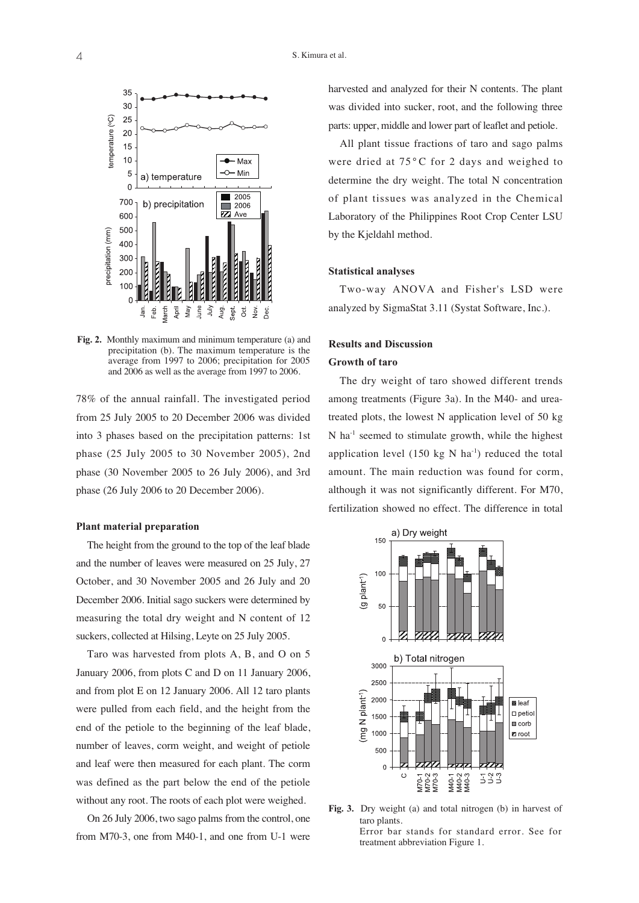78% of the annual rainfall. The investigated period from 25 July 2005 to 20 December 2006 was divided into 3 phases based on the precipitation patterns: 1st phase (25 July 2005 to 30 November 2005), 2nd phase (30 November 2005 to 26 July 2006), and 3rd phase (26 July 2006 to 20 December 2006).

**Fig. 2.** Monthly maximum and minimum temperature (a) and precipitation (b). The maximum temperature is the average from 1997 to 2006; precipitation for 2005 and 2006 as well as the average from 1997 to 2006.

#### Plant material preparation

The height from the ground to the top of the leaf blade and the number of leaves were measured on 25 July, 27 October, and 30 November 2005 and 26 July and 20 December 2006. Initial sago suckers were determined by measuring the total dry weight and N content of 12 suckers, collected at Hilsing, Leyte on 25 July 2005.

Taro was harvested from plots A, B, and O on 5 January 2006, from plots C and D on 11 January 2006, and from plot E on 12 January 2006. All 12 taro plants were pulled from each field, and the height from the end of the petiole to the beginning of the leaf blade, number of leaves, corm weight, and weight of petiole and leaf were then measured for each plant. The corm was defined as the part below the end of the petiole without any root. The roots of each plot were weighed.

On 26 July 2006, two sago palms from the control, one from M70-3, one from M40-1, and one from U-1 were harvested and analyzed for their N contents. The plant was divided into sucker, root, and the following three parts: upper, middle and lower part of leaflet and petiole.

All plant tissue fractions of taro and sago palms were dried at 75°C for 2 days and weighed to determine the dry weight. The total N concentration of plant tissues was analyzed in the Chemical Laboratory of the Philippines Root Crop Center LSU by the Kjeldahl method.

#### Statistical analyses

Two-way ANOVA and Fisher's LSD were analyzed by SigmaStat 3.11 (Systat Software, Inc.).

### Results and Discussion

#### Growth of taro

The dry weight of taro showed different trends among treatments (Figure 3a). In the M40- and urea-treated plots, the lowest N application level of 50 kg N ha$^{-1}$ seemed to stimulate growth, while the highest application level (150 kg N ha$^{-1}$) reduced the total amount. The main reduction was found for corm, although it was not significantly different. For M70, fertilization showed no effect. The difference in total

**Fig. 3.** Dry weight (a) and total nitrogen (b) in harvest of taro plants.
Error bar stands for standard error. See for treatment abbreviation Figure 1.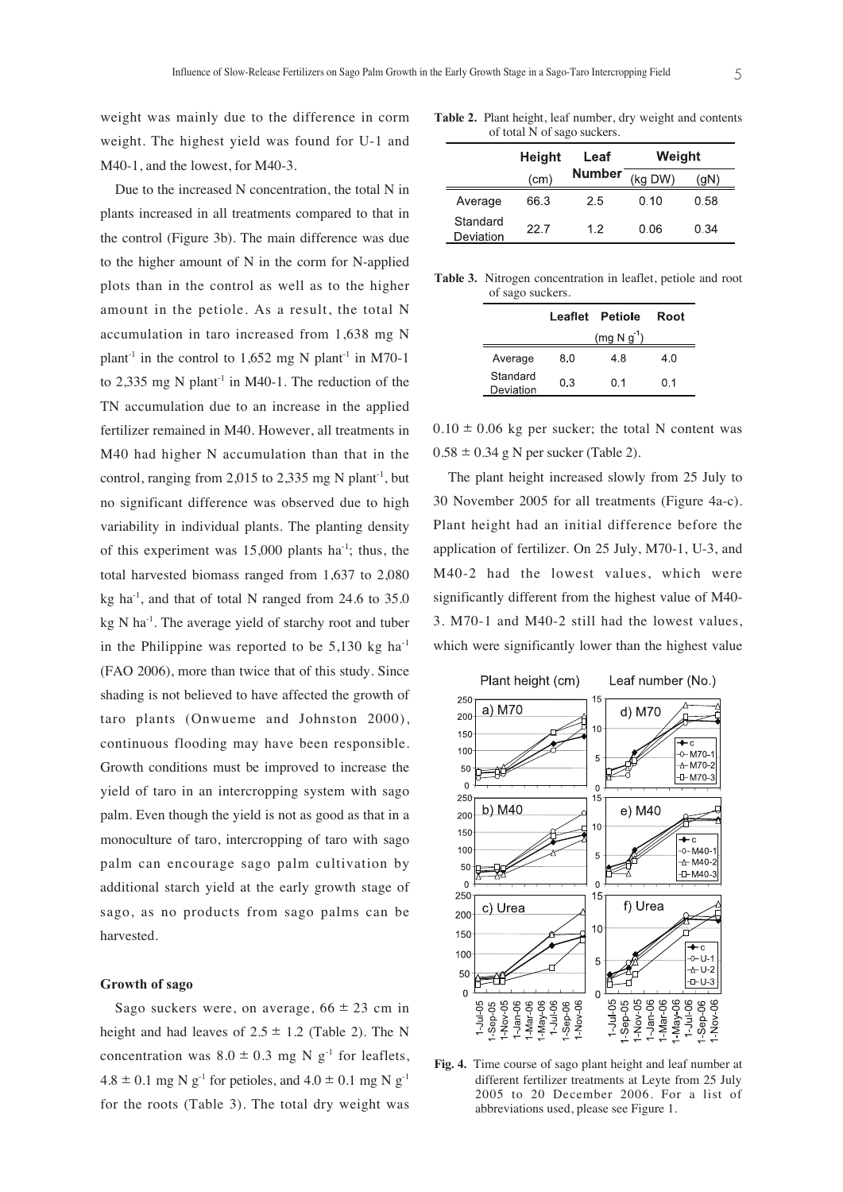weight was mainly due to the difference in corm weight. The highest yield was found for U-1 and M40-1, and the lowest, for M40-3.

Due to the increased N concentration, the total N in plants increased in all treatments compared to that in the control (Figure 3b). The main difference was due to the higher amount of N in the corm for N-applied plots than in the control as well as to the higher amount in the petiole. As a result, the total N accumulation in taro increased from 1,638 mg N plant$^{-1}$ in the control to 1,652 mg N plant$^{-1}$ in M70-1 to 2,335 mg N plant$^{-1}$ in M40-1. The reduction of the TN accumulation due to an increase in the applied fertilizer remained in M40. However, all treatments in M40 had higher N accumulation than that in the control, ranging from 2,015 to 2,335 mg N plant$^{-1}$, but no significant difference was observed due to high variability in individual plants. The planting density of this experiment was 15,000 plants ha$^{-1}$; thus, the total harvested biomass ranged from 1,637 to 2,080 kg ha$^{-1}$, and that of total N ranged from 24.6 to 35.0 kg N ha$^{-1}$. The average yield of starchy root and tuber in the Philippine was reported to be 5,130 kg ha$^{-1}$ (FAO 2006), more than twice that of this study. Since shading is not believed to have affected the growth of taro plants (Onwueme and Johnston 2000), continuous flooding may have been responsible. Growth conditions must be improved to increase the yield of taro in an intercropping system with sago palm. Even though the yield is not as good as that in a monoculture of taro, intercropping of taro with sago palm can encourage sago palm cultivation by additional starch yield at the early growth stage of sago, as no products from sago palms can be harvested.

**Growth of sago**

Sago suckers were, on average, $66 \pm 23$ cm in height and had leaves of $2.5 \pm 1.2$ (Table 2). The N concentration was $8.0 \pm 0.3$ mg N g$^{-1}$ for leaflets, $4.8 \pm 0.1$ mg N g$^{-1}$ for petioles, and $4.0 \pm 0.1$ mg N g$^{-1}$ for the roots (Table 3). The total dry weight was $0.10 \pm 0.06$ kg per sucker; the total N content was $0.58 \pm 0.34$ g N per sucker (Table 2).

**Table 2.** Plant height, leaf number, dry weight and contents of total N of sago suckers.

| | Height (cm) | Leaf Number | Weight (kg DW) | Weight (gN) |
|---|---|---|---|---|
| Average | 66.3 | 2.5 | 0.10 | 0.58 |
| Standard Deviation | 22.7 | 1.2 | 0.06 | 0.34 |

**Table 3.** Nitrogen concentration in leaflet, petiole and root of sago suckers.

| | Leaflet (mg N g$^{-1}$) | Petiole (mg N g$^{-1}$) | Root (mg N g$^{-1}$) |
|---|---|---|---|
| Average | 8.0 | 4.8 | 4.0 |
| Standard Deviation | 0.3 | 0.1 | 0.1 |

The plant height increased slowly from 25 July to 30 November 2005 for all treatments (Figure 4a-c). Plant height had an initial difference before the application of fertilizer. On 25 July, M70-1, U-3, and M40-2 had the lowest values, which were significantly different from the highest value of M40-3. M70-1 and M40-2 still had the lowest values, which were significantly lower than the highest value

**Fig. 4.** Time course of sago plant height and leaf number at different fertilizer treatments at Leyte from 25 July 2005 to 20 December 2006. For a list of abbreviations used, please see Figure 1.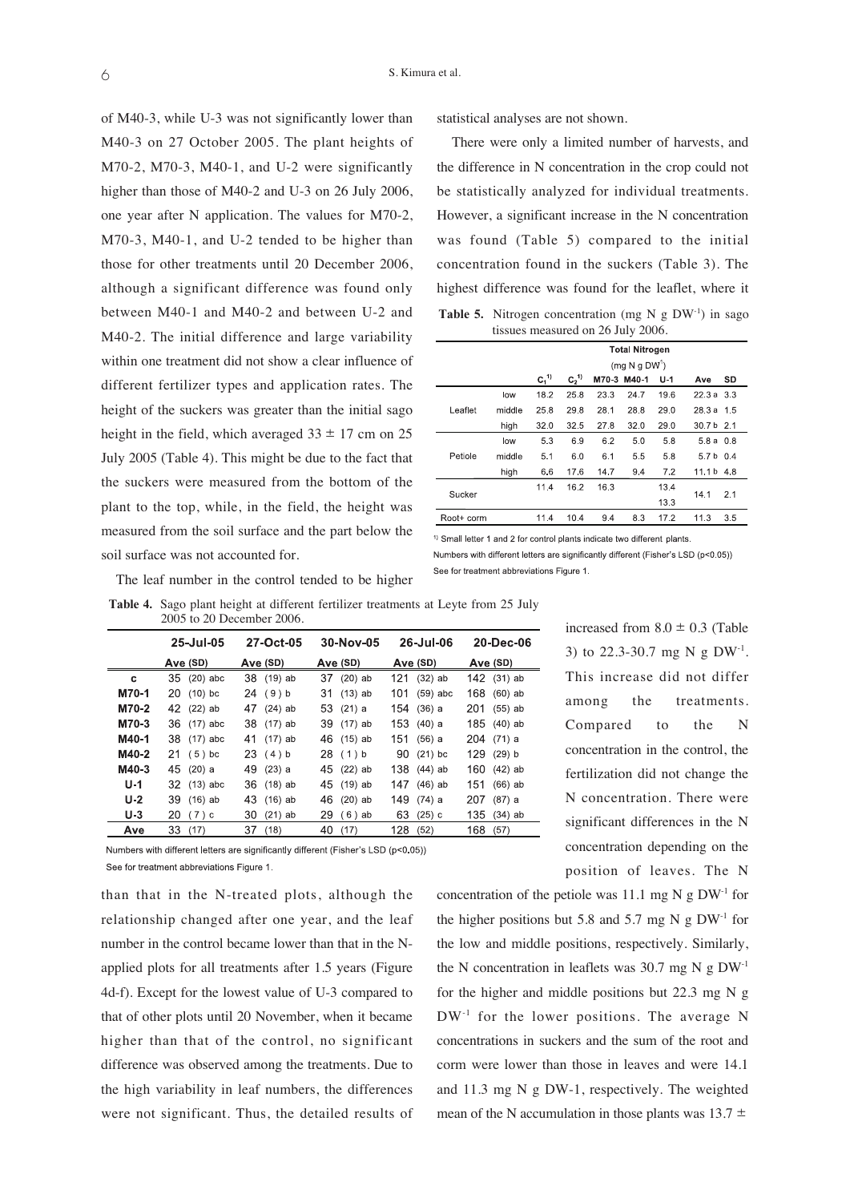of M40-3, while U-3 was not significantly lower than M40-3 on 27 October 2005. The plant heights of M70-2, M70-3, M40-1, and U-2 were significantly higher than those of M40-2 and U-3 on 26 July 2006, one year after N application. The values for M70-2, M70-3, M40-1, and U-2 tended to be higher than those for other treatments until 20 December 2006, although a significant difference was found only between M40-1 and M40-2 and between U-2 and M40-2. The initial difference and large variability within one treatment did not show a clear influence of different fertilizer types and application rates. The height of the suckers was greater than the initial sago height in the field, which averaged $33 \pm 17$ cm on 25 July 2005 (Table 4). This might be due to the fact that the suckers were measured from the bottom of the plant to the top, while, in the field, the height was measured from the soil surface and the part below the soil surface was not accounted for.

The leaf number in the control tended to be higher than that in the N-treated plots, although the relationship changed after one year, and the leaf number in the control became lower than that in the N-applied plots for all treatments after 1.5 years (Figure 4d-f). Except for the lowest value of U-3 compared to that of other plots until 20 November, when it became higher than that of the control, no significant difference was observed among the treatments. Due to the high variability in leaf numbers, the differences were not significant. Thus, the detailed results of statistical analyses are not shown.

**Table 4.** Sago plant height at different fertilizer treatments at Leyte from 25 July 2005 to 20 December 2006.

| | 25-Jul-05 | | 27-Oct-05 | | 30-Nov-05 | | 26-Jul-06 | | 20-Dec-06 | |
|---|---|---|---|---|---|---|---|---|---|---|
| | Ave | (SD) | Ave | (SD) | Ave | (SD) | Ave | (SD) | Ave | (SD) |
| c | 35 | (20) abc | 38 | (19) ab | 37 | (20) ab | 121 | (32) ab | 142 | (31) ab |
| M70-1 | 20 | (10) bc | 24 | (9) b | 31 | (13) ab | 101 | (59) abc | 168 | (60) ab |
| M70-2 | 42 | (22) ab | 47 | (24) ab | 53 | (21) a | 154 | (36) a | 201 | (55) ab |
| M70-3 | 36 | (17) abc | 38 | (17) ab | 39 | (17) ab | 153 | (40) a | 185 | (40) ab |
| M40-1 | 38 | (17) abc | 41 | (17) ab | 46 | (15) ab | 151 | (56) a | 204 | (71) a |
| M40-2 | 21 | (5) bc | 23 | (4) b | 28 | (1) b | 90 | (21) bc | 129 | (29) b |
| M40-3 | 45 | (20) a | 49 | (23) a | 45 | (22) ab | 138 | (44) ab | 160 | (42) ab |
| U-1 | 32 | (13) abc | 36 | (18) ab | 45 | (19) ab | 147 | (46) ab | 151 | (66) ab |
| U-2 | 39 | (16) ab | 43 | (16) ab | 46 | (20) ab | 149 | (74) a | 207 | (87) a |
| U-3 | 20 | (7) c | 30 | (21) ab | 29 | (6) ab | 63 | (25) c | 135 | (34) ab |
| Ave | 33 | (17) | 37 | (18) | 40 | (17) | 128 | (52) | 168 | (57) |

Numbers with different letters are significantly different (Fisher's LSD ($p<0.05$))
See for treatment abbreviations Figure 1.

There were only a limited number of harvests, and the difference in N concentration in the crop could not be statistically analyzed for individual treatments. However, a significant increase in the N concentration was found (Table 5) compared to the initial concentration found in the suckers (Table 3). The highest difference was found for the leaflet, where it increased from $8.0 \pm 0.3$ (Table 3) to 22.3-30.7 mg N g $DW^{-1}$. This increase did not differ among the treatments. Compared to the N concentration in the control, the fertilization did not change the N concentration. There were significant differences in the N concentration depending on the position of leaves. The N concentration of the petiole was 11.1 mg N g $DW^{-1}$ for the higher positions but 5.8 and 5.7 mg N g $DW^{-1}$ for the low and middle positions, respectively. Similarly, the N concentration in leaflets was 30.7 mg N g $DW^{-1}$ for the higher and middle positions but 22.3 mg N g $DW^{-1}$ for the lower positions. The average N concentrations in suckers and the sum of the root and corm were lower than those in leaves and were 14.1 and 11.3 mg N g DW-1, respectively. The weighted mean of the N accumulation in those plants was $13.7 \pm$

**Table 5.** Nitrogen concentration (mg N g $DW^{-1}$) in sago tissues measured on 26 July 2006.

| | | Total Nitrogen (mg N g $DW^{-1}$) | | | | | | |
|---|---|---|---|---|---|---|---|---|
| | | $C_1$[1] | $C_2$[1] | M70-3 | M40-1 | U-1 | Ave | SD |
| Leaflet | low | 18.2 | 25.8 | 23.3 | 24.7 | 19.6 | 22.3 a | 3.3 |
| | middle | 25.8 | 29.8 | 28.1 | 28.8 | 29.0 | 28.3 a | 1.5 |
| | high | 32.0 | 32.5 | 27.8 | 32.0 | 29.0 | 30.7 b | 2.1 |
| Petiole | low | 5.3 | 6.9 | 6.2 | 5.0 | 5.8 | 5.8 a | 0.8 |
| | middle | 5.1 | 6.0 | 6.1 | 5.5 | 5.8 | 5.7 b | 0.4 |
| | high | 6.6 | 17.6 | 14.7 | 9.4 | 7.2 | 11.1 b | 4.8 |
| Sucker | | 11.4 | 16.2 | 16.3 | | 13.4 / 13.3 | 14.1 | 2.1 |
| Root+ corm | | 11.4 | 10.4 | 9.4 | 8.3 | 17.2 | 11.3 | 3.5 |

[1] Small letter 1 and 2 for control plants indicate two different plants.
Numbers with different letters are significantly different (Fisher's LSD ($p<0.05$))
See for treatment abbreviations Figure 1.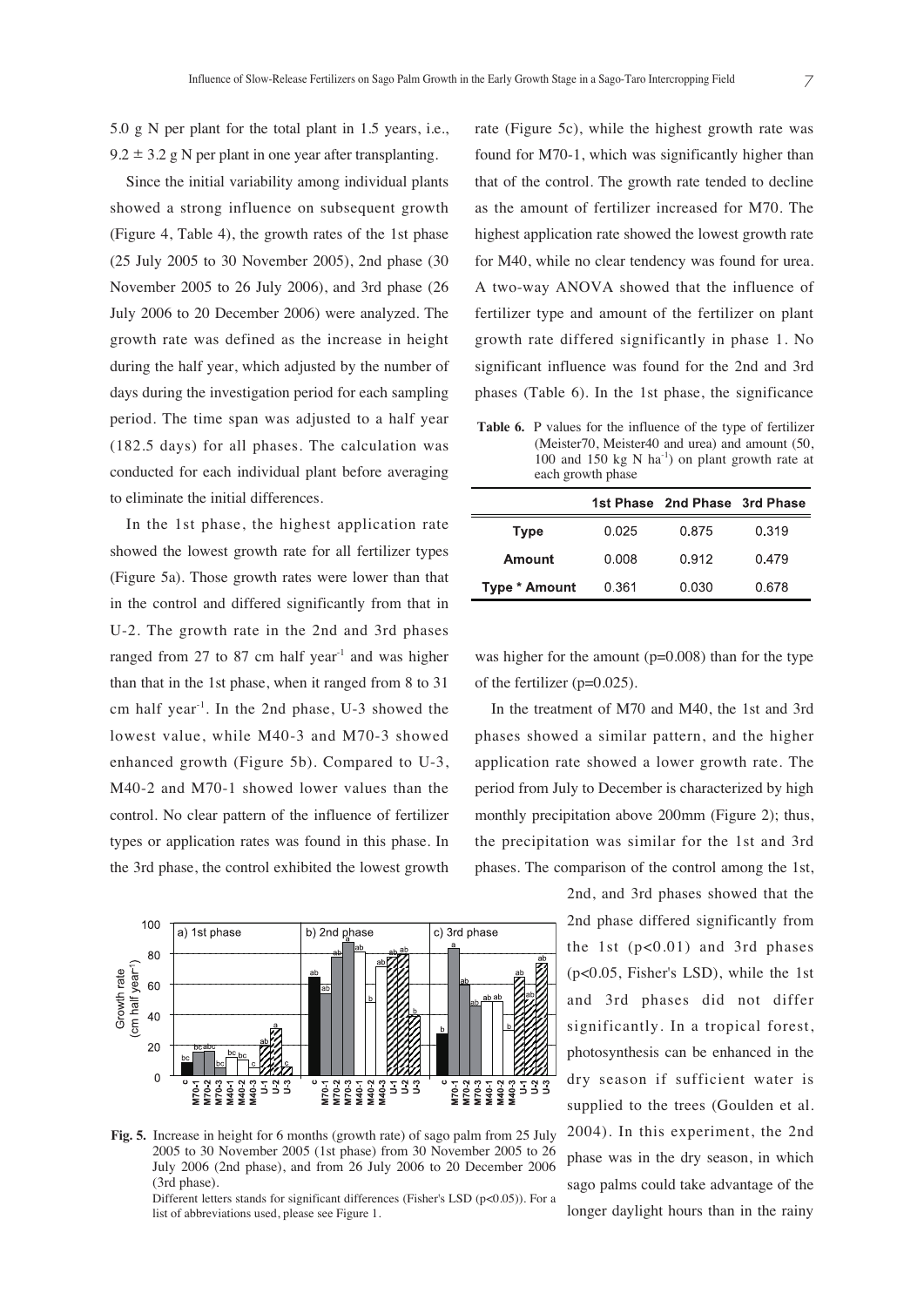5.0 g N per plant for the total plant in 1.5 years, i.e., 9.2 ± 3.2 g N per plant in one year after transplanting.

Since the initial variability among individual plants showed a strong influence on subsequent growth (Figure 4, Table 4), the growth rates of the 1st phase (25 July 2005 to 30 November 2005), 2nd phase (30 November 2005 to 26 July 2006), and 3rd phase (26 July 2006 to 20 December 2006) were analyzed. The growth rate was defined as the increase in height during the half year, which adjusted by the number of days during the investigation period for each sampling period. The time span was adjusted to a half year (182.5 days) for all phases. The calculation was conducted for each individual plant before averaging to eliminate the initial differences.

In the 1st phase, the highest application rate showed the lowest growth rate for all fertilizer types (Figure 5a). Those growth rates were lower than that in the control and differed significantly from that in U-2. The growth rate in the 2nd and 3rd phases ranged from 27 to 87 cm half year$^{-1}$ and was higher than that in the 1st phase, when it ranged from 8 to 31 cm half year$^{-1}$. In the 2nd phase, U-3 showed the lowest value, while M40-3 and M70-3 showed enhanced growth (Figure 5b). Compared to U-3, M40-2 and M70-1 showed lower values than the control. No clear pattern of the influence of fertilizer types or application rates was found in this phase. In the 3rd phase, the control exhibited the lowest growth rate (Figure 5c), while the highest growth rate was found for M70-1, which was significantly higher than that of the control. The growth rate tended to decline as the amount of fertilizer increased for M70. The highest application rate showed the lowest growth rate for M40, while no clear tendency was found for urea. A two-way ANOVA showed that the influence of fertilizer type and amount of the fertilizer on plant growth rate differed significantly in phase 1. No significant influence was found for the 2nd and 3rd phases (Table 6). In the 1st phase, the significance was higher for the amount ($p$=0.008) than for the type of the fertilizer ($p$=0.025).

**Table 6.** P values for the influence of the type of fertilizer (Meister70, Meister40 and urea) and amount (50, 100 and 150 kg N ha$^{-1}$) on plant growth rate at each growth phase

| | 1st Phase | 2nd Phase | 3rd Phase |
|---|---|---|---|
| **Type** | 0.025 | 0.875 | 0.319 |
| **Amount** | 0.008 | 0.912 | 0.479 |
| **Type * Amount** | 0.361 | 0.030 | 0.678 |

In the treatment of M70 and M40, the 1st and 3rd phases showed a similar pattern, and the higher application rate showed a lower growth rate. The period from July to December is characterized by high monthly precipitation above 200mm (Figure 2); thus, the precipitation was similar for the 1st and 3rd phases. The comparison of the control among the 1st, 2nd, and 3rd phases showed that the 2nd phase differed significantly from the 1st ($p$<0.01) and 3rd phases ($p$<0.05, Fisher's LSD), while the 1st and 3rd phases did not differ significantly. In a tropical forest, photosynthesis can be enhanced in the dry season if sufficient water is supplied to the trees (Goulden et al. 2004). In this experiment, the 2nd phase was in the dry season, in which sago palms could take advantage of the longer daylight hours than in the rainy

**Fig. 5.** Increase in height for 6 months (growth rate) of sago palm from 25 July 2005 to 30 November 2005 (1st phase) from 30 November 2005 to 26 July 2006 (2nd phase), and from 26 July 2006 to 20 December 2006 (3rd phase).
Different letters stands for significant differences (Fisher's LSD ($p$<0.05)). For a list of abbreviations used, please see Figure 1.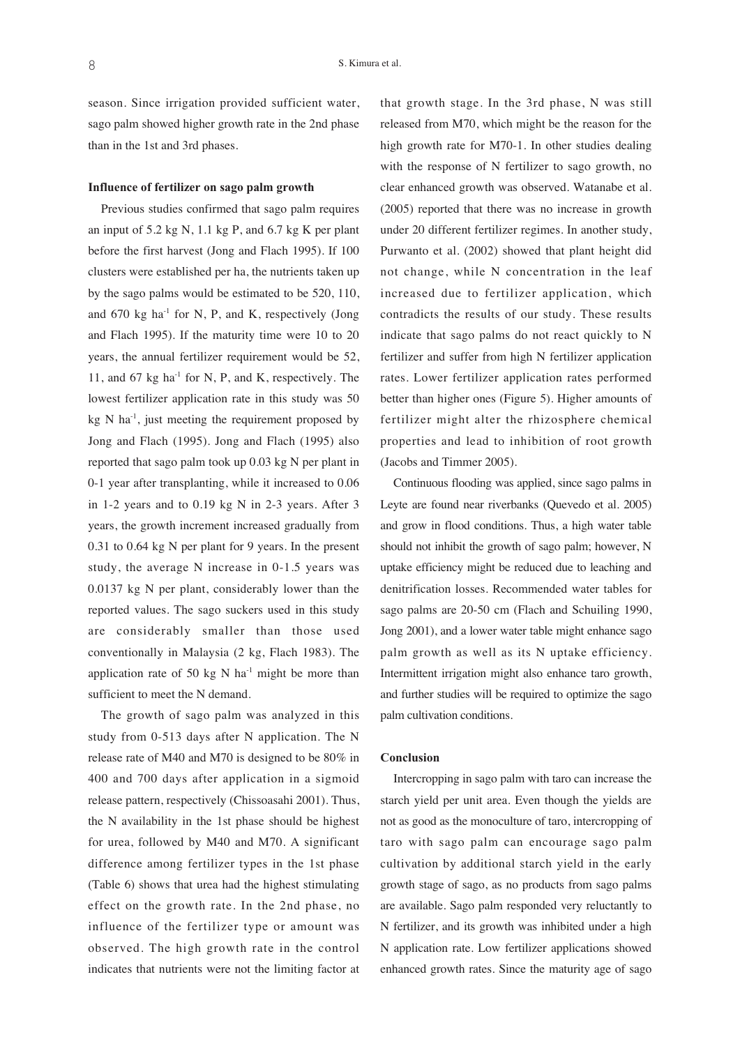season. Since irrigation provided sufficient water, sago palm showed higher growth rate in the 2nd phase than in the 1st and 3rd phases.

**Influence of fertilizer on sago palm growth**

Previous studies confirmed that sago palm requires an input of 5.2 kg N, 1.1 kg P, and 6.7 kg K per plant before the first harvest (Jong and Flach 1995). If 100 clusters were established per ha, the nutrients taken up by the sago palms would be estimated to be 520, 110, and 670 kg $ha^{-1}$ for N, P, and K, respectively (Jong and Flach 1995). If the maturity time were 10 to 20 years, the annual fertilizer requirement would be 52, 11, and 67 kg $ha^{-1}$ for N, P, and K, respectively. The lowest fertilizer application rate in this study was 50 kg N $ha^{-1}$, just meeting the requirement proposed by Jong and Flach (1995). Jong and Flach (1995) also reported that sago palm took up 0.03 kg N per plant in 0-1 year after transplanting, while it increased to 0.06 in 1-2 years and to 0.19 kg N in 2-3 years. After 3 years, the growth increment increased gradually from 0.31 to 0.64 kg N per plant for 9 years. In the present study, the average N increase in 0-1.5 years was 0.0137 kg N per plant, considerably lower than the reported values. The sago suckers used in this study are considerably smaller than those used conventionally in Malaysia (2 kg, Flach 1983). The application rate of 50 kg N $ha^{-1}$ might be more than sufficient to meet the N demand.

The growth of sago palm was analyzed in this study from 0-513 days after N application. The N release rate of M40 and M70 is designed to be 80% in 400 and 700 days after application in a sigmoid release pattern, respectively (Chissoasahi 2001). Thus, the N availability in the 1st phase should be highest for urea, followed by M40 and M70. A significant difference among fertilizer types in the 1st phase (Table 6) shows that urea had the highest stimulating effect on the growth rate. In the 2nd phase, no influence of the fertilizer type or amount was observed. The high growth rate in the control indicates that nutrients were not the limiting factor at that growth stage. In the 3rd phase, N was still released from M70, which might be the reason for the high growth rate for M70-1. In other studies dealing with the response of N fertilizer to sago growth, no clear enhanced growth was observed. Watanabe et al. (2005) reported that there was no increase in growth under 20 different fertilizer regimes. In another study, Purwanto et al. (2002) showed that plant height did not change, while N concentration in the leaf increased due to fertilizer application, which contradicts the results of our study. These results indicate that sago palms do not react quickly to N fertilizer and suffer from high N fertilizer application rates. Lower fertilizer application rates performed better than higher ones (Figure 5). Higher amounts of fertilizer might alter the rhizosphere chemical properties and lead to inhibition of root growth (Jacobs and Timmer 2005).

Continuous flooding was applied, since sago palms in Leyte are found near riverbanks (Quevedo et al. 2005) and grow in flood conditions. Thus, a high water table should not inhibit the growth of sago palm; however, N uptake efficiency might be reduced due to leaching and denitrification losses. Recommended water tables for sago palms are 20-50 cm (Flach and Schuiling 1990, Jong 2001), and a lower water table might enhance sago palm growth as well as its N uptake efficiency. Intermittent irrigation might also enhance taro growth, and further studies will be required to optimize the sago palm cultivation conditions.

**Conclusion**

Intercropping in sago palm with taro can increase the starch yield per unit area. Even though the yields are not as good as the monoculture of taro, intercropping of taro with sago palm can encourage sago palm cultivation by additional starch yield in the early growth stage of sago, as no products from sago palms are available. Sago palm responded very reluctantly to N fertilizer, and its growth was inhibited under a high N application rate. Low fertilizer applications showed enhanced growth rates. Since the maturity age of sago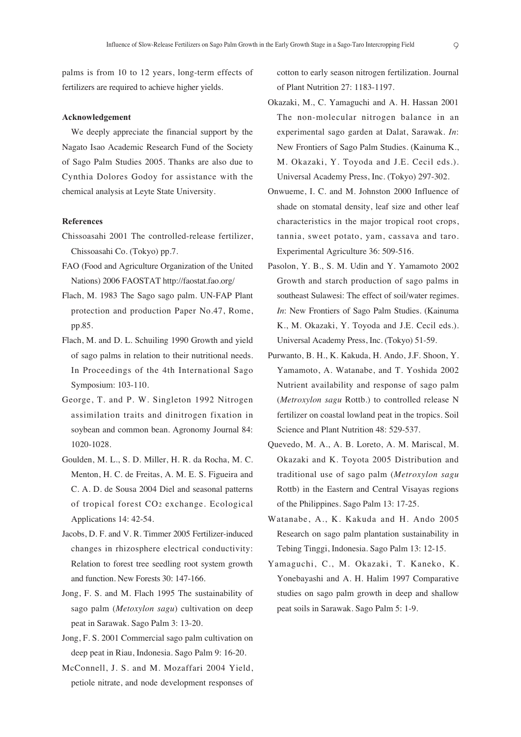palms is from 10 to 12 years, long-term effects of fertilizers are required to achieve higher yields.

## Acknowledgement

We deeply appreciate the financial support by the Nagato Isao Academic Research Fund of the Society of Sago Palm Studies 2005. Thanks are also due to Cynthia Dolores Godoy for assistance with the chemical analysis at Leyte State University.

## References

Chissoasahi 2001 The controlled-release fertilizer, Chissoasahi Co. (Tokyo) pp.7.

FAO (Food and Agriculture Organization of the United Nations) 2006 FAOSTAT http://faostat.fao.org/

Flach, M. 1983 The Sago sago palm. UN-FAP Plant protection and production Paper No.47, Rome, pp.85.

Flach, M. and D. L. Schuiling 1990 Growth and yield of sago palms in relation to their nutritional needs. In Proceedings of the 4th International Sago Symposium: 103-110.

George, T. and P. W. Singleton 1992 Nitrogen assimilation traits and dinitrogen fixation in soybean and common bean. Agronomy Journal 84: 1020-1028.

Goulden, M. L., S. D. Miller, H. R. da Rocha, M. C. Menton, H. C. de Freitas, A. M. E. S. Figueira and C. A. D. de Sousa 2004 Diel and seasonal patterns of tropical forest $CO_2$ exchange. Ecological Applications 14: 42-54.

Jacobs, D. F. and V. R. Timmer 2005 Fertilizer-induced changes in rhizosphere electrical conductivity: Relation to forest tree seedling root system growth and function. New Forests 30: 147-166.

Jong, F. S. and M. Flach 1995 The sustainability of sago palm (*Metoxylon sagu*) cultivation on deep peat in Sarawak. Sago Palm 3: 13-20.

Jong, F. S. 2001 Commercial sago palm cultivation on deep peat in Riau, Indonesia. Sago Palm 9: 16-20.

McConnell, J. S. and M. Mozaffari 2004 Yield, petiole nitrate, and node development responses of cotton to early season nitrogen fertilization. Journal of Plant Nutrition 27: 1183-1197.

Okazaki, M., C. Yamaguchi and A. H. Hassan 2001 The non-molecular nitrogen balance in an experimental sago garden at Dalat, Sarawak. *In*: New Frontiers of Sago Palm Studies. (Kainuma K., M. Okazaki, Y. Toyoda and J.E. Cecil eds.). Universal Academy Press, Inc. (Tokyo) 297-302.

Onwueme, I. C. and M. Johnston 2000 Influence of shade on stomatal density, leaf size and other leaf characteristics in the major tropical root crops, tannia, sweet potato, yam, cassava and taro. Experimental Agriculture 36: 509-516.

Pasolon, Y. B., S. M. Udin and Y. Yamamoto 2002 Growth and starch production of sago palms in southeast Sulawesi: The effect of soil/water regimes. *In*: New Frontiers of Sago Palm Studies. (Kainuma K., M. Okazaki, Y. Toyoda and J.E. Cecil eds.). Universal Academy Press, Inc. (Tokyo) 51-59.

Purwanto, B. H., K. Kakuda, H. Ando, J.F. Shoon, Y. Yamamoto, A. Watanabe, and T. Yoshida 2002 Nutrient availability and response of sago palm (*Metroxylon sagu* Rottb.) to controlled release N fertilizer on coastal lowland peat in the tropics. Soil Science and Plant Nutrition 48: 529-537.

Quevedo, M. A., A. B. Loreto, A. M. Mariscal, M. Okazaki and K. Toyota 2005 Distribution and traditional use of sago palm (*Metroxylon sagu* Rottb) in the Eastern and Central Visayas regions of the Philippines. Sago Palm 13: 17-25.

Watanabe, A., K. Kakuda and H. Ando 2005 Research on sago palm plantation sustainability in Tebing Tinggi, Indonesia. Sago Palm 13: 12-15.

Yamaguchi, C., M. Okazaki, T. Kaneko, K. Yonebayashi and A. H. Halim 1997 Comparative studies on sago palm growth in deep and shallow peat soils in Sarawak. Sago Palm 5: 1-9.